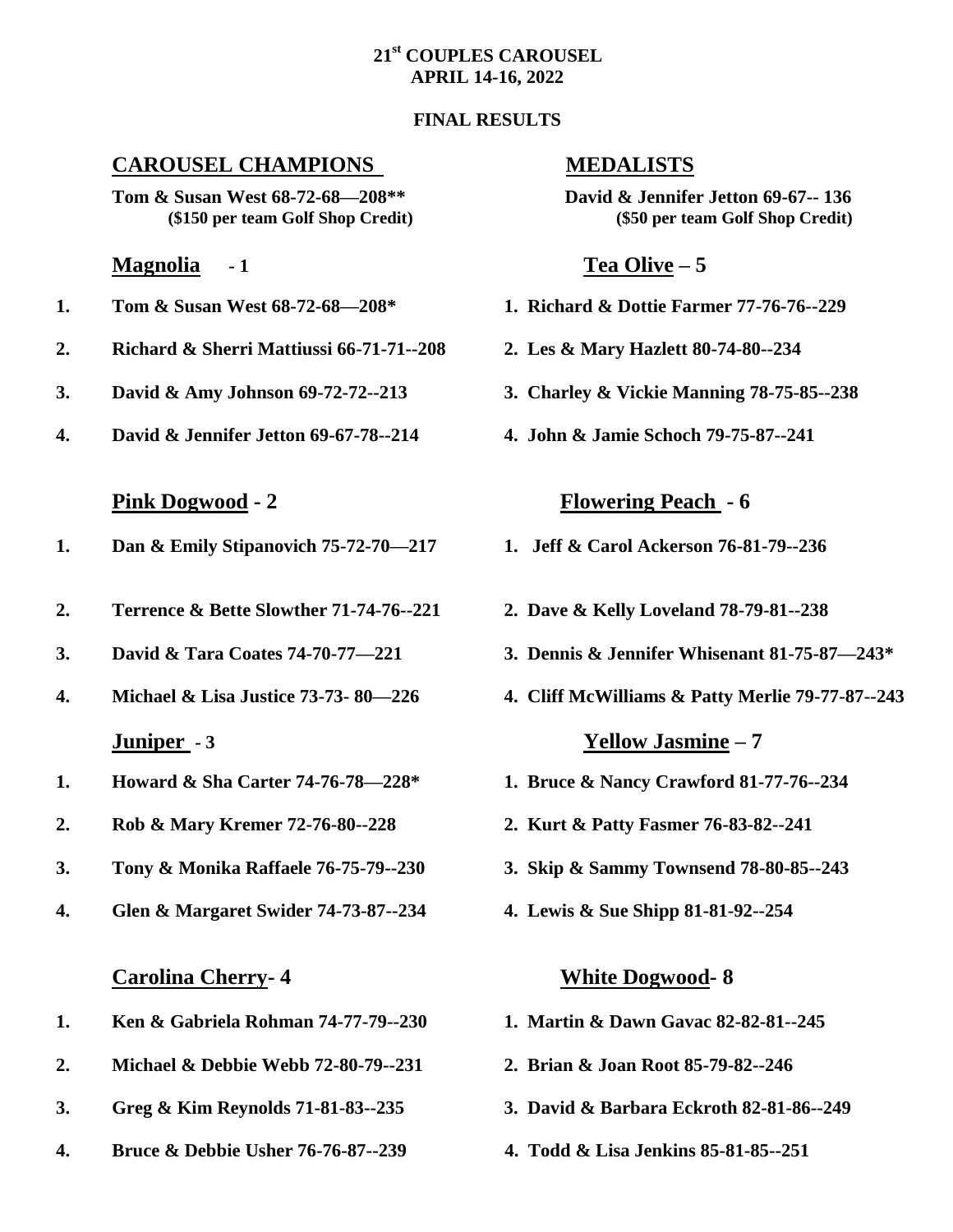# 21[st] COUPLES CAROUSEL
## APRIL 14-16, 2022

### FINAL RESULTS

## CAROUSEL CHAMPIONS

**Tom & Susan West 68-72-68—208****
**($150 per team Golf Shop Credit)**

## MEDALISTS

**David & Jennifer Jetton 69-67-- 136**
**($50 per team Golf Shop Credit)**

### Magnolia - 1

1. Tom & Susan West 68-72-68—208*
2. Richard & Sherri Mattiussi 66-71-71--208
3. David & Amy Johnson 69-72-72--213
4. David & Jennifer Jetton 69-67-78--214

### Pink Dogwood - 2

1. Dan & Emily Stipanovich 75-72-70—217
2. Terrence & Bette Slowther 71-74-76--221
3. David & Tara Coates 74-70-77—221
4. Michael & Lisa Justice 73-73- 80—226

### Juniper - 3

1. Howard & Sha Carter 74-76-78—228*
2. Rob & Mary Kremer 72-76-80--228
3. Tony & Monika Raffaele 76-75-79--230
4. Glen & Margaret Swider 74-73-87--234

### Carolina Cherry- 4

1. Ken & Gabriela Rohman 74-77-79--230
2. Michael & Debbie Webb 72-80-79--231
3. Greg & Kim Reynolds 71-81-83--235
4. Bruce & Debbie Usher 76-76-87--239

### Tea Olive – 5

1. Richard & Dottie Farmer 77-76-76--229
2. Les & Mary Hazlett 80-74-80--234
3. Charley & Vickie Manning 78-75-85--238
4. John & Jamie Schoch 79-75-87--241

### Flowering Peach - 6

1. Jeff & Carol Ackerson 76-81-79--236
2. Dave & Kelly Loveland 78-79-81--238
3. Dennis & Jennifer Whisenant 81-75-87—243*
4. Cliff McWilliams & Patty Merlie 79-77-87--243

### Yellow Jasmine – 7

1. Bruce & Nancy Crawford 81-77-76--234
2. Kurt & Patty Fasmer 76-83-82--241
3. Skip & Sammy Townsend 78-80-85--243
4. Lewis & Sue Shipp 81-81-92--254

### White Dogwood- 8

1. Martin & Dawn Gavac 82-82-81--245
2. Brian & Joan Root 85-79-82--246
3. David & Barbara Eckroth 82-81-86--249
4. Todd & Lisa Jenkins 85-81-85--251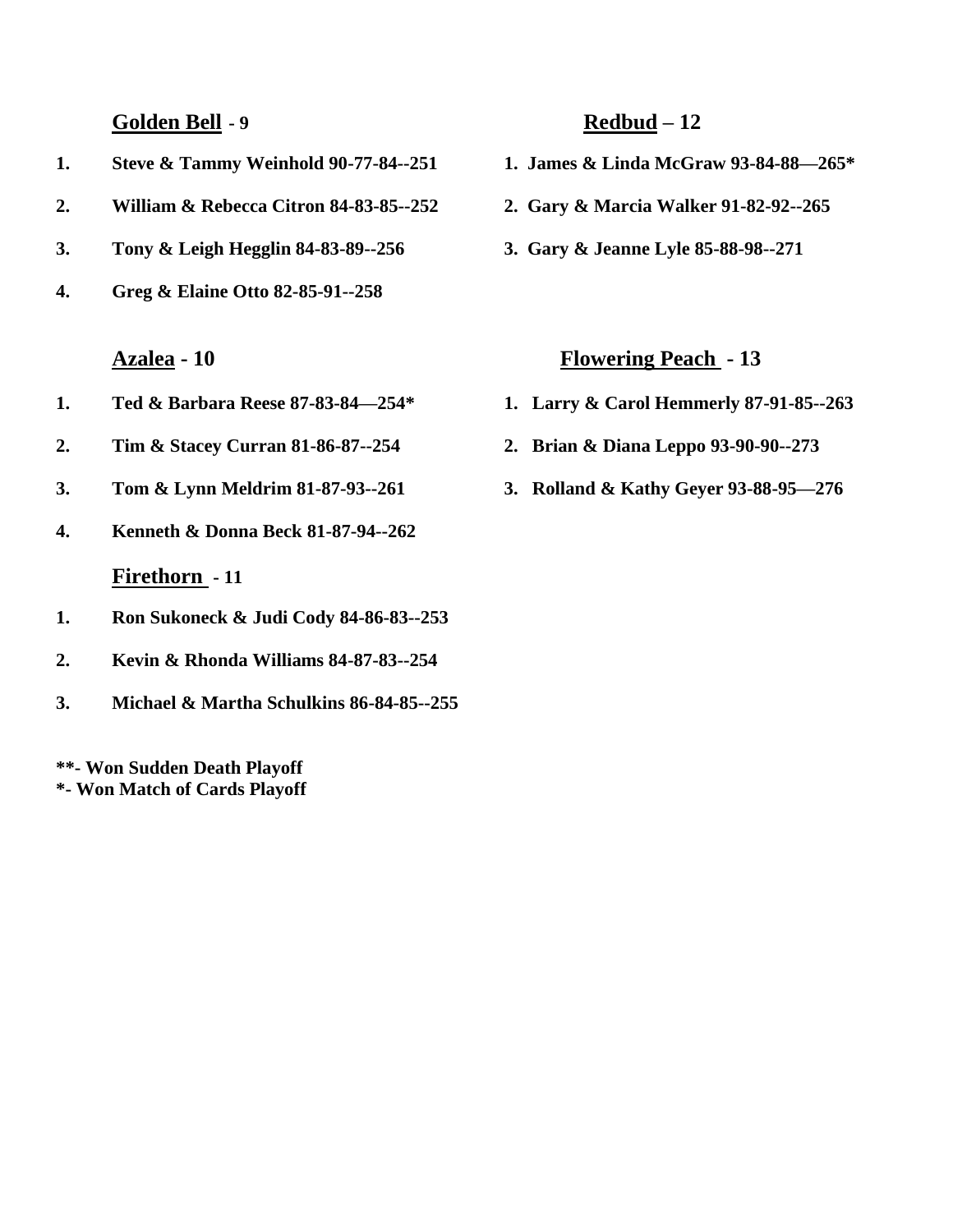## Golden Bell - 9

1. Steve & Tammy Weinhold 90-77-84--251
2. William & Rebecca Citron 84-83-85--252
3. Tony & Leigh Hegglin 84-83-89--256
4. Greg & Elaine Otto 82-85-91--258

## Azalea - 10

1. Ted & Barbara Reese 87-83-84—254*
2. Tim & Stacey Curran 81-86-87--254
3. Tom & Lynn Meldrim 81-87-93--261
4. Kenneth & Donna Beck 81-87-94--262

## Firethorn - 11

1. Ron Sukoneck & Judi Cody 84-86-83--253
2. Kevin & Rhonda Williams 84-87-83--254
3. Michael & Martha Schulkins 86-84-85--255

## Redbud – 12

1. James & Linda McGraw 93-84-88—265*
2. Gary & Marcia Walker 91-82-92--265
3. Gary & Jeanne Lyle 85-88-98--271

## Flowering Peach - 13

1. Larry & Carol Hemmerly 87-91-85--263
2. Brian & Diana Leppo 93-90-90--273
3. Rolland & Kathy Geyer 93-88-95—276

**\*\*- Won Sudden Death Playoff**
**\*- Won Match of Cards Playoff**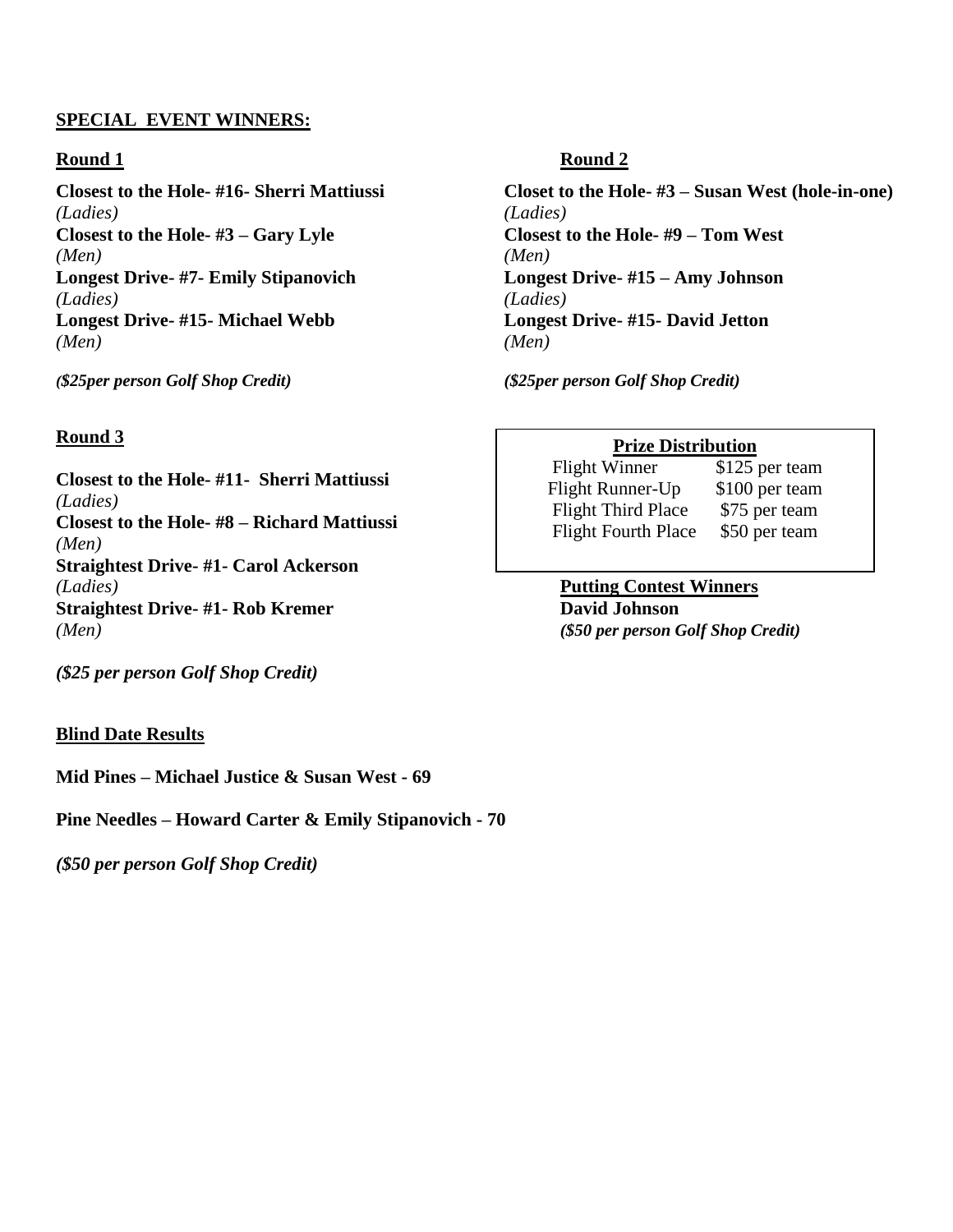**SPECIAL EVENT WINNERS:**

**Round 1**

**Closest to the Hole- #16- Sherri Mattiussi**
*(Ladies)*
**Closest to the Hole- #3 – Gary Lyle**
*(Men)*
**Longest Drive- #7- Emily Stipanovich**
*(Ladies)*
**Longest Drive- #15- Michael Webb**
*(Men)*

***($25per person Golf Shop Credit)***

**Round 2**

**Closet to the Hole- #3 – Susan West (hole-in-one)**
*(Ladies)*
**Closest to the Hole- #9 – Tom West**
*(Men)*
**Longest Drive- #15 – Amy Johnson**
*(Ladies)*
**Longest Drive- #15- David Jetton**
*(Men)*

***($25per person Golf Shop Credit)***

**Round 3**

**Closest to the Hole- #11- Sherri Mattiussi**
*(Ladies)*
**Closest to the Hole- #8 – Richard Mattiussi**
*(Men)*
**Straightest Drive- #1- Carol Ackerson**
*(Ladies)*
**Straightest Drive- #1- Rob Kremer**
*(Men)*

***($25 per person Golf Shop Credit)***

**Prize Distribution**

| | |
|---|---|
| Flight Winner | $125 per team |
| Flight Runner-Up | $100 per team |
| Flight Third Place | $75 per team |
| Flight Fourth Place | $50 per team |

**Putting Contest Winners**

**David Johnson**

***($50 per person Golf Shop Credit)***

**Blind Date Results**

**Mid Pines – Michael Justice & Susan West - 69**

**Pine Needles – Howard Carter & Emily Stipanovich - 70**

***($50 per person Golf Shop Credit)***